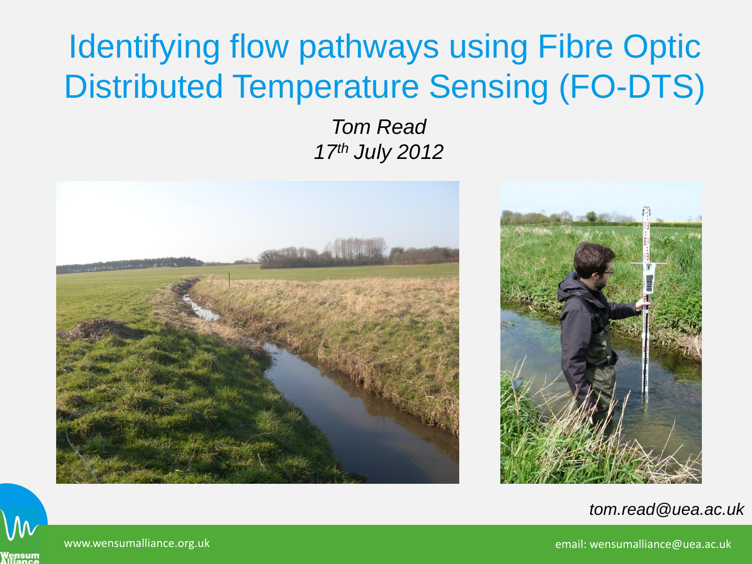# Identifying flow pathways using Fibre Optic Distributed Temperature Sensing (FO-DTS)

*Tom Read*

*17th July 2012*

*tom.read@uea.ac.uk*

www.wensumalliance.org.uk

email: wensumalliance@uea.ac.uk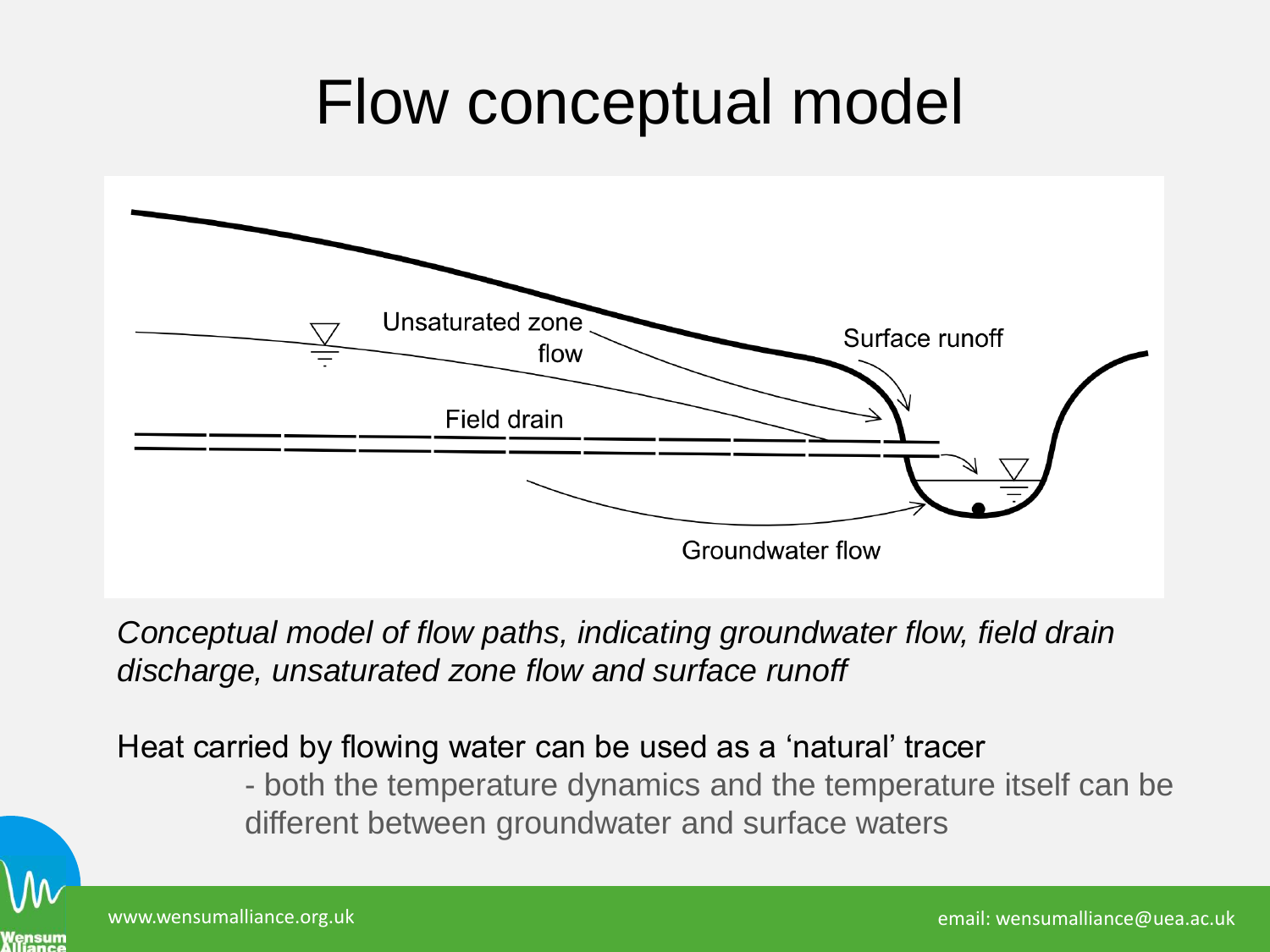# Flow conceptual model

Unsaturated zone flow

Surface runoff

Field drain

Groundwater flow

*Conceptual model of flow paths, indicating groundwater flow, field drain discharge, unsaturated zone flow and surface runoff*

Heat carried by flowing water can be used as a 'natural' tracer

- both the temperature dynamics and the temperature itself can be different between groundwater and surface waters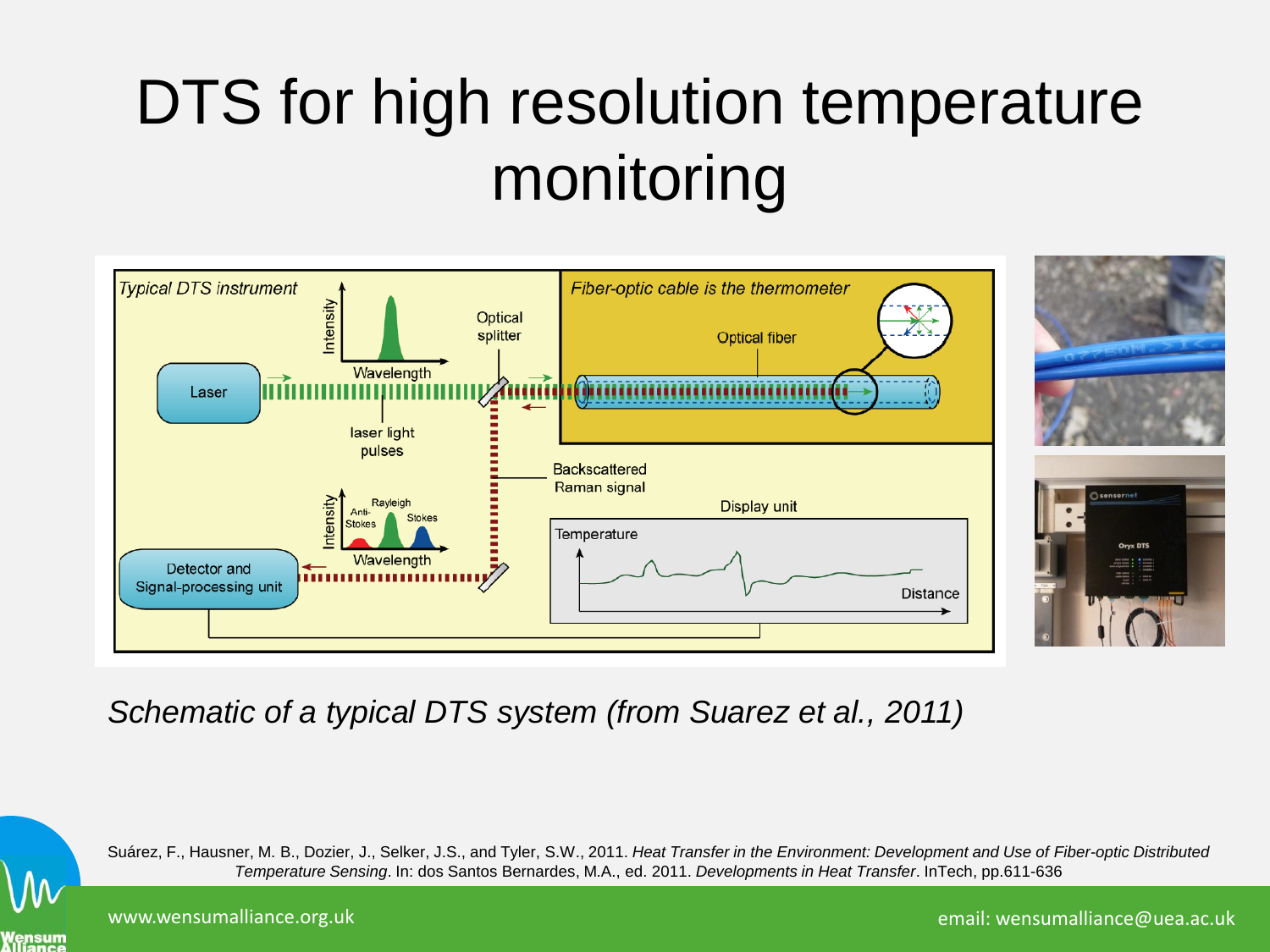# DTS for high resolution temperature monitoring

*Schematic of a typical DTS system (from Suarez et al., 2011)*

Suárez, F., Hausner, M. B., Dozier, J., Selker, J.S., and Tyler, S.W., 2011. *Heat Transfer in the Environment: Development and Use of Fiber-optic Distributed Temperature Sensing*. In: dos Santos Bernardes, M.A., ed. 2011. *Developments in Heat Transfer*. InTech, pp.611-636

www.wensumalliance.org.uk

email: wensumalliance@uea.ac.uk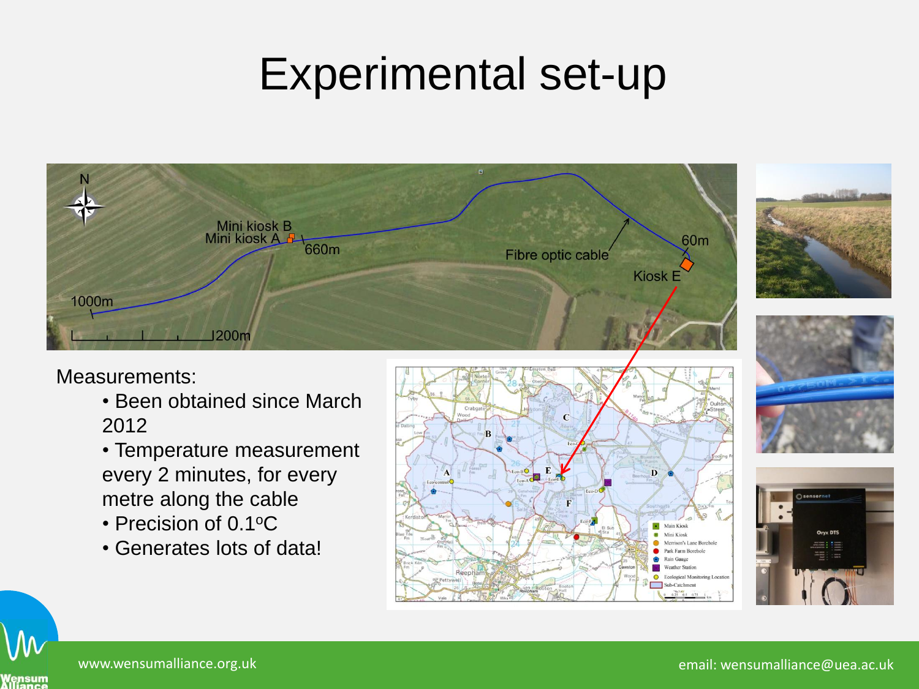# Experimental set-up

Measurements:

- Been obtained since March 2012
- Temperature measurement every 2 minutes, for every metre along the cable
- Precision of 0.1°C
- Generates lots of data!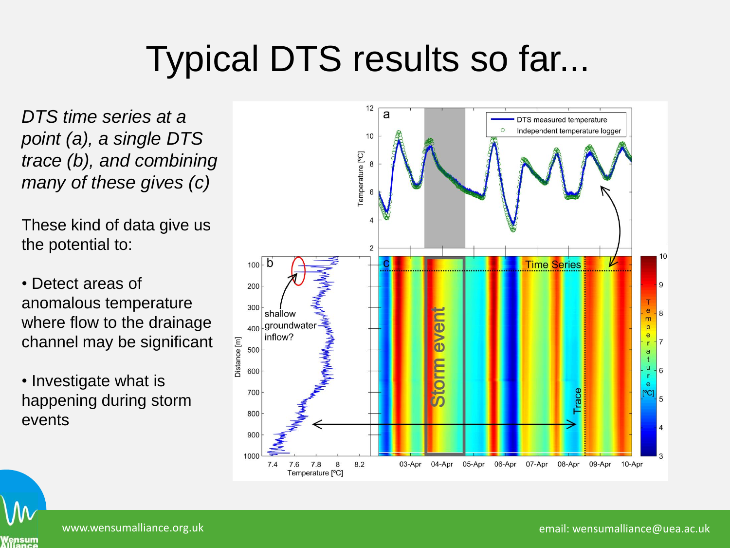# Typical DTS results so far...

*DTS time series at a point (a), a single DTS trace (b), and combining many of these gives (c)*

These kind of data give us the potential to:

- Detect areas of anomalous temperature where flow to the drainage channel may be significant
- Investigate what is happening during storm events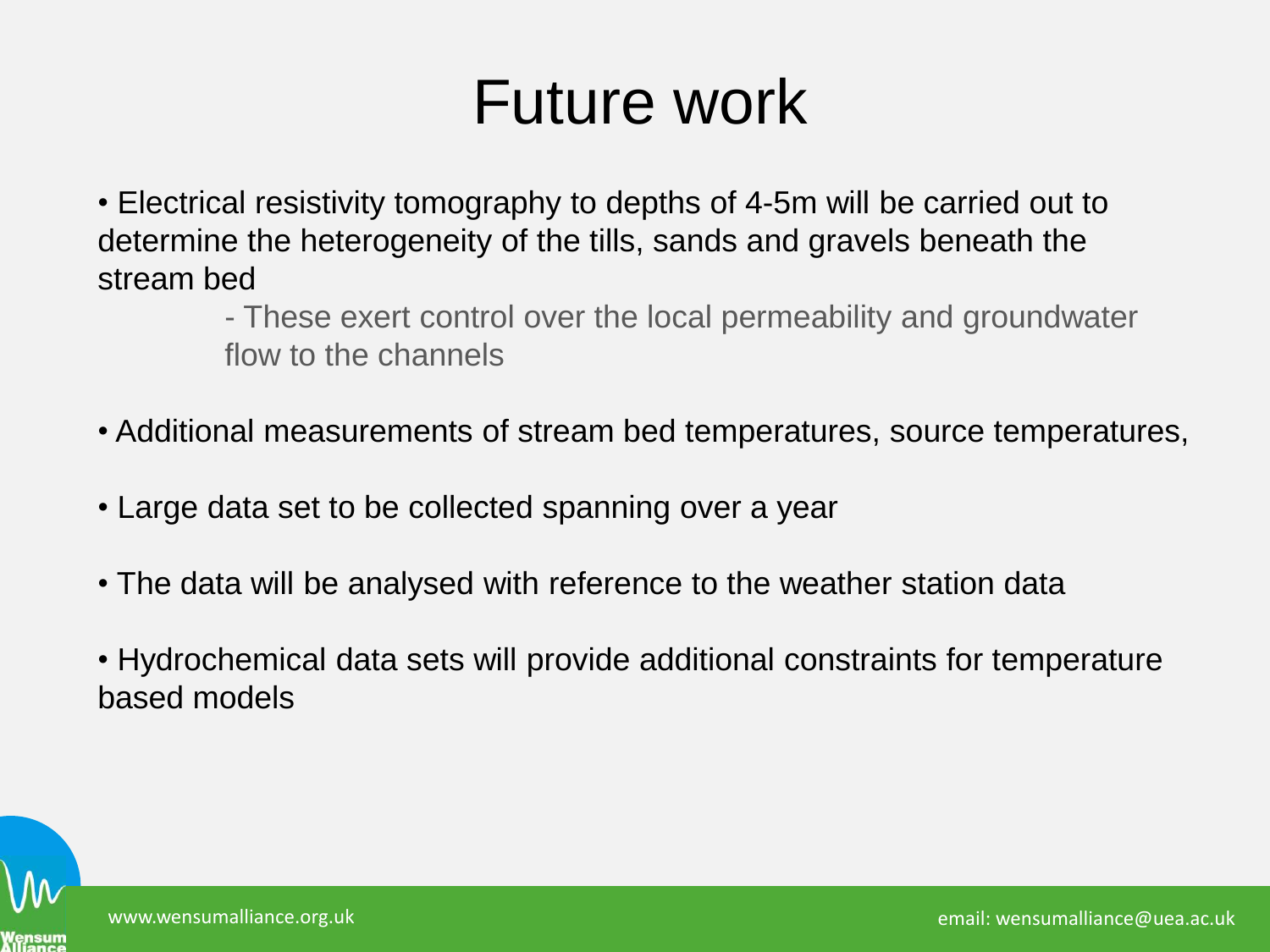# Future work

- Electrical resistivity tomography to depths of 4-5m will be carried out to determine the heterogeneity of the tills, sands and gravels beneath the stream bed
  - These exert control over the local permeability and groundwater flow to the channels

- Additional measurements of stream bed temperatures, source temperatures,

- Large data set to be collected spanning over a year

- The data will be analysed with reference to the weather station data

- Hydrochemical data sets will provide additional constraints for temperature based models